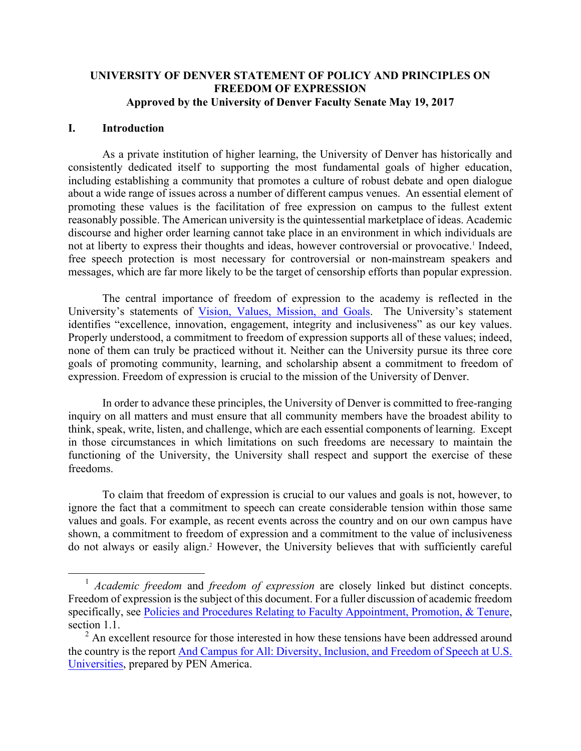# UNIVERSITY OF DENVER STATEMENT OF POLICY AND PRINCIPLES ON FREEDOM OF EXPRESSION

**Approved by the University of Denver Faculty Senate May 19, 2017**

## I. Introduction

As a private institution of higher learning, the University of Denver has historically and consistently dedicated itself to supporting the most fundamental goals of higher education, including establishing a community that promotes a culture of robust debate and open dialogue about a wide range of issues across a number of different campus venues. An essential element of promoting these values is the facilitation of free expression on campus to the fullest extent reasonably possible. The American university is the quintessential marketplace of ideas. Academic discourse and higher order learning cannot take place in an environment in which individuals are not at liberty to express their thoughts and ideas, however controversial or provocative.[1] Indeed, free speech protection is most necessary for controversial or non-mainstream speakers and messages, which are far more likely to be the target of censorship efforts than popular expression.

The central importance of freedom of expression to the academy is reflected in the University's statements of Vision, Values, Mission, and Goals. The University's statement identifies "excellence, innovation, engagement, integrity and inclusiveness" as our key values. Properly understood, a commitment to freedom of expression supports all of these values; indeed, none of them can truly be practiced without it. Neither can the University pursue its three core goals of promoting community, learning, and scholarship absent a commitment to freedom of expression. Freedom of expression is crucial to the mission of the University of Denver.

In order to advance these principles, the University of Denver is committed to free-ranging inquiry on all matters and must ensure that all community members have the broadest ability to think, speak, write, listen, and challenge, which are each essential components of learning. Except in those circumstances in which limitations on such freedoms are necessary to maintain the functioning of the University, the University shall respect and support the exercise of these freedoms.

To claim that freedom of expression is crucial to our values and goals is not, however, to ignore the fact that a commitment to speech can create considerable tension within those same values and goals. For example, as recent events across the country and on our own campus have shown, a commitment to freedom of expression and a commitment to the value of inclusiveness do not always or easily align.[2] However, the University believes that with sufficiently careful

---

[1] *Academic freedom* and *freedom of expression* are closely linked but distinct concepts. Freedom of expression is the subject of this document. For a fuller discussion of academic freedom specifically, see Policies and Procedures Relating to Faculty Appointment, Promotion, & Tenure, section 1.1.

[2] An excellent resource for those interested in how these tensions have been addressed around the country is the report And Campus for All: Diversity, Inclusion, and Freedom of Speech at U.S. Universities, prepared by PEN America.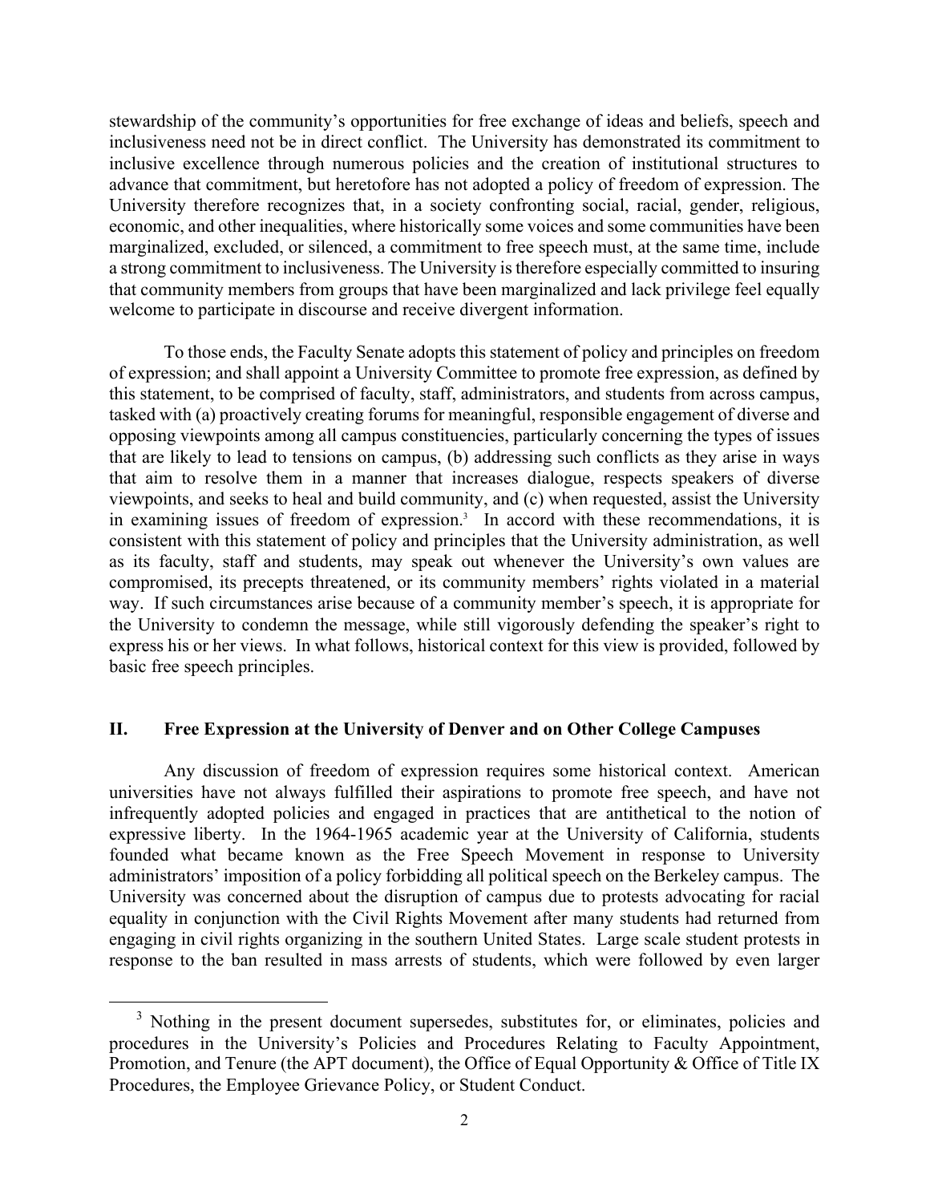stewardship of the community's opportunities for free exchange of ideas and beliefs, speech and inclusiveness need not be in direct conflict. The University has demonstrated its commitment to inclusive excellence through numerous policies and the creation of institutional structures to advance that commitment, but heretofore has not adopted a policy of freedom of expression. The University therefore recognizes that, in a society confronting social, racial, gender, religious, economic, and other inequalities, where historically some voices and some communities have been marginalized, excluded, or silenced, a commitment to free speech must, at the same time, include a strong commitment to inclusiveness. The University is therefore especially committed to insuring that community members from groups that have been marginalized and lack privilege feel equally welcome to participate in discourse and receive divergent information.

To those ends, the Faculty Senate adopts this statement of policy and principles on freedom of expression; and shall appoint a University Committee to promote free expression, as defined by this statement, to be comprised of faculty, staff, administrators, and students from across campus, tasked with (a) proactively creating forums for meaningful, responsible engagement of diverse and opposing viewpoints among all campus constituencies, particularly concerning the types of issues that are likely to lead to tensions on campus, (b) addressing such conflicts as they arise in ways that aim to resolve them in a manner that increases dialogue, respects speakers of diverse viewpoints, and seeks to heal and build community, and (c) when requested, assist the University in examining issues of freedom of expression.[3] In accord with these recommendations, it is consistent with this statement of policy and principles that the University administration, as well as its faculty, staff and students, may speak out whenever the University's own values are compromised, its precepts threatened, or its community members' rights violated in a material way. If such circumstances arise because of a community member's speech, it is appropriate for the University to condemn the message, while still vigorously defending the speaker's right to express his or her views. In what follows, historical context for this view is provided, followed by basic free speech principles.

## II. Free Expression at the University of Denver and on Other College Campuses

Any discussion of freedom of expression requires some historical context. American universities have not always fulfilled their aspirations to promote free speech, and have not infrequently adopted policies and engaged in practices that are antithetical to the notion of expressive liberty. In the 1964-1965 academic year at the University of California, students founded what became known as the Free Speech Movement in response to University administrators' imposition of a policy forbidding all political speech on the Berkeley campus. The University was concerned about the disruption of campus due to protests advocating for racial equality in conjunction with the Civil Rights Movement after many students had returned from engaging in civil rights organizing in the southern United States. Large scale student protests in response to the ban resulted in mass arrests of students, which were followed by even larger

[3] Nothing in the present document supersedes, substitutes for, or eliminates, policies and procedures in the University's Policies and Procedures Relating to Faculty Appointment, Promotion, and Tenure (the APT document), the Office of Equal Opportunity & Office of Title IX Procedures, the Employee Grievance Policy, or Student Conduct.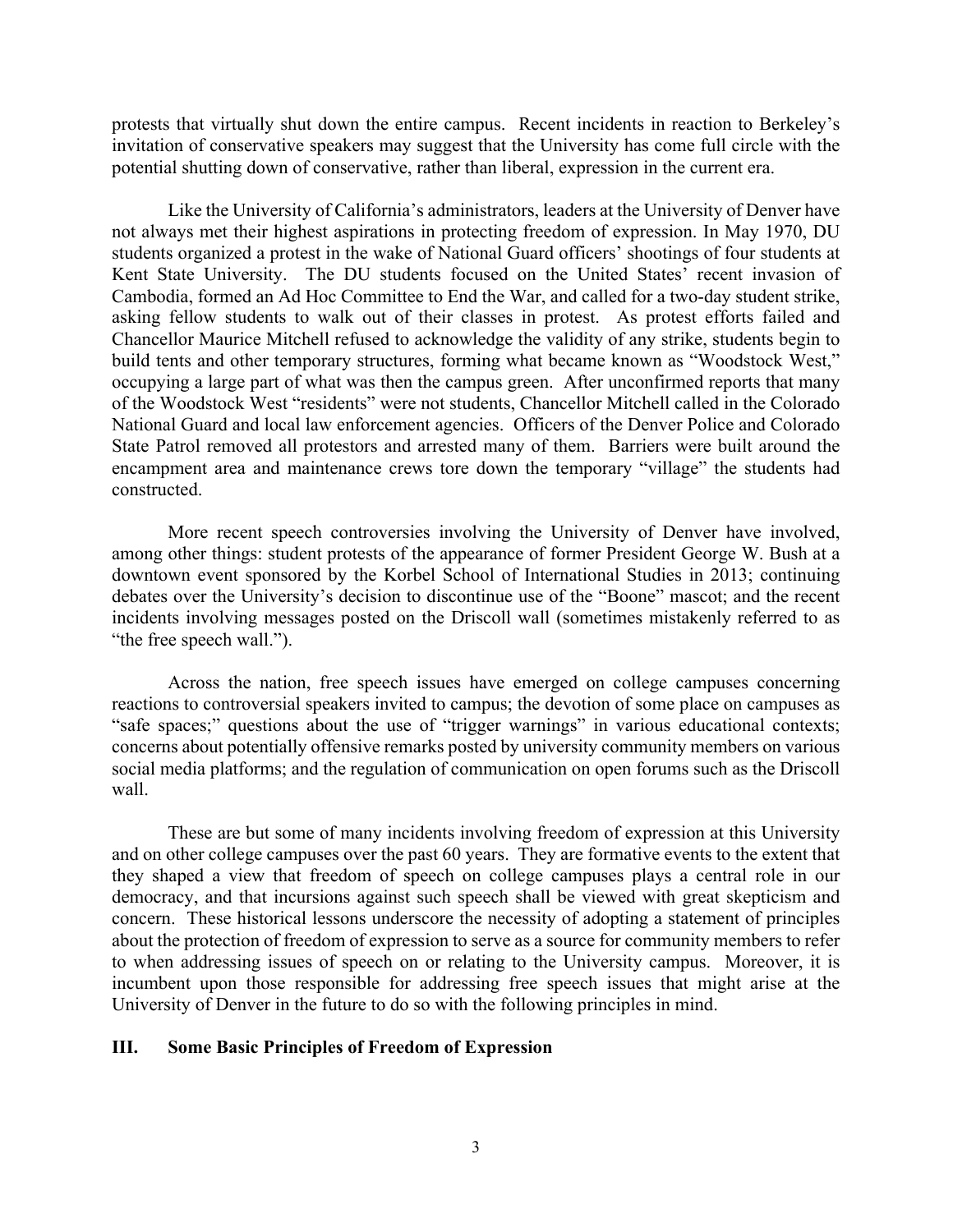protests that virtually shut down the entire campus. Recent incidents in reaction to Berkeley's invitation of conservative speakers may suggest that the University has come full circle with the potential shutting down of conservative, rather than liberal, expression in the current era.

Like the University of California's administrators, leaders at the University of Denver have not always met their highest aspirations in protecting freedom of expression. In May 1970, DU students organized a protest in the wake of National Guard officers' shootings of four students at Kent State University. The DU students focused on the United States' recent invasion of Cambodia, formed an Ad Hoc Committee to End the War, and called for a two-day student strike, asking fellow students to walk out of their classes in protest. As protest efforts failed and Chancellor Maurice Mitchell refused to acknowledge the validity of any strike, students begin to build tents and other temporary structures, forming what became known as "Woodstock West," occupying a large part of what was then the campus green. After unconfirmed reports that many of the Woodstock West "residents" were not students, Chancellor Mitchell called in the Colorado National Guard and local law enforcement agencies. Officers of the Denver Police and Colorado State Patrol removed all protestors and arrested many of them. Barriers were built around the encampment area and maintenance crews tore down the temporary "village" the students had constructed.

More recent speech controversies involving the University of Denver have involved, among other things: student protests of the appearance of former President George W. Bush at a downtown event sponsored by the Korbel School of International Studies in 2013; continuing debates over the University's decision to discontinue use of the "Boone" mascot; and the recent incidents involving messages posted on the Driscoll wall (sometimes mistakenly referred to as "the free speech wall.").

Across the nation, free speech issues have emerged on college campuses concerning reactions to controversial speakers invited to campus; the devotion of some place on campuses as "safe spaces;" questions about the use of "trigger warnings" in various educational contexts; concerns about potentially offensive remarks posted by university community members on various social media platforms; and the regulation of communication on open forums such as the Driscoll wall.

These are but some of many incidents involving freedom of expression at this University and on other college campuses over the past 60 years. They are formative events to the extent that they shaped a view that freedom of speech on college campuses plays a central role in our democracy, and that incursions against such speech shall be viewed with great skepticism and concern. These historical lessons underscore the necessity of adopting a statement of principles about the protection of freedom of expression to serve as a source for community members to refer to when addressing issues of speech on or relating to the University campus. Moreover, it is incumbent upon those responsible for addressing free speech issues that might arise at the University of Denver in the future to do so with the following principles in mind.

## III. Some Basic Principles of Freedom of Expression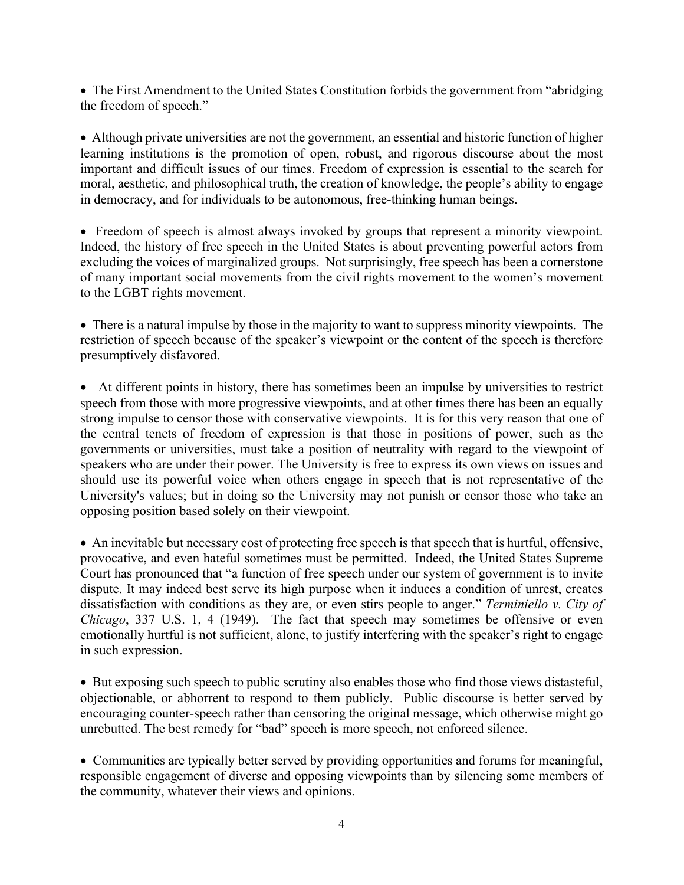- The First Amendment to the United States Constitution forbids the government from "abridging the freedom of speech."

- Although private universities are not the government, an essential and historic function of higher learning institutions is the promotion of open, robust, and rigorous discourse about the most important and difficult issues of our times. Freedom of expression is essential to the search for moral, aesthetic, and philosophical truth, the creation of knowledge, the people's ability to engage in democracy, and for individuals to be autonomous, free-thinking human beings.

- Freedom of speech is almost always invoked by groups that represent a minority viewpoint. Indeed, the history of free speech in the United States is about preventing powerful actors from excluding the voices of marginalized groups. Not surprisingly, free speech has been a cornerstone of many important social movements from the civil rights movement to the women's movement to the LGBT rights movement.

- There is a natural impulse by those in the majority to want to suppress minority viewpoints. The restriction of speech because of the speaker's viewpoint or the content of the speech is therefore presumptively disfavored.

- At different points in history, there has sometimes been an impulse by universities to restrict speech from those with more progressive viewpoints, and at other times there has been an equally strong impulse to censor those with conservative viewpoints. It is for this very reason that one of the central tenets of freedom of expression is that those in positions of power, such as the governments or universities, must take a position of neutrality with regard to the viewpoint of speakers who are under their power. The University is free to express its own views on issues and should use its powerful voice when others engage in speech that is not representative of the University's values; but in doing so the University may not punish or censor those who take an opposing position based solely on their viewpoint.

- An inevitable but necessary cost of protecting free speech is that speech that is hurtful, offensive, provocative, and even hateful sometimes must be permitted. Indeed, the United States Supreme Court has pronounced that "a function of free speech under our system of government is to invite dispute. It may indeed best serve its high purpose when it induces a condition of unrest, creates dissatisfaction with conditions as they are, or even stirs people to anger." *Terminiello v. City of Chicago*, 337 U.S. 1, 4 (1949). The fact that speech may sometimes be offensive or even emotionally hurtful is not sufficient, alone, to justify interfering with the speaker's right to engage in such expression.

- But exposing such speech to public scrutiny also enables those who find those views distasteful, objectionable, or abhorrent to respond to them publicly. Public discourse is better served by encouraging counter-speech rather than censoring the original message, which otherwise might go unrebutted. The best remedy for "bad" speech is more speech, not enforced silence.

- Communities are typically better served by providing opportunities and forums for meaningful, responsible engagement of diverse and opposing viewpoints than by silencing some members of the community, whatever their views and opinions.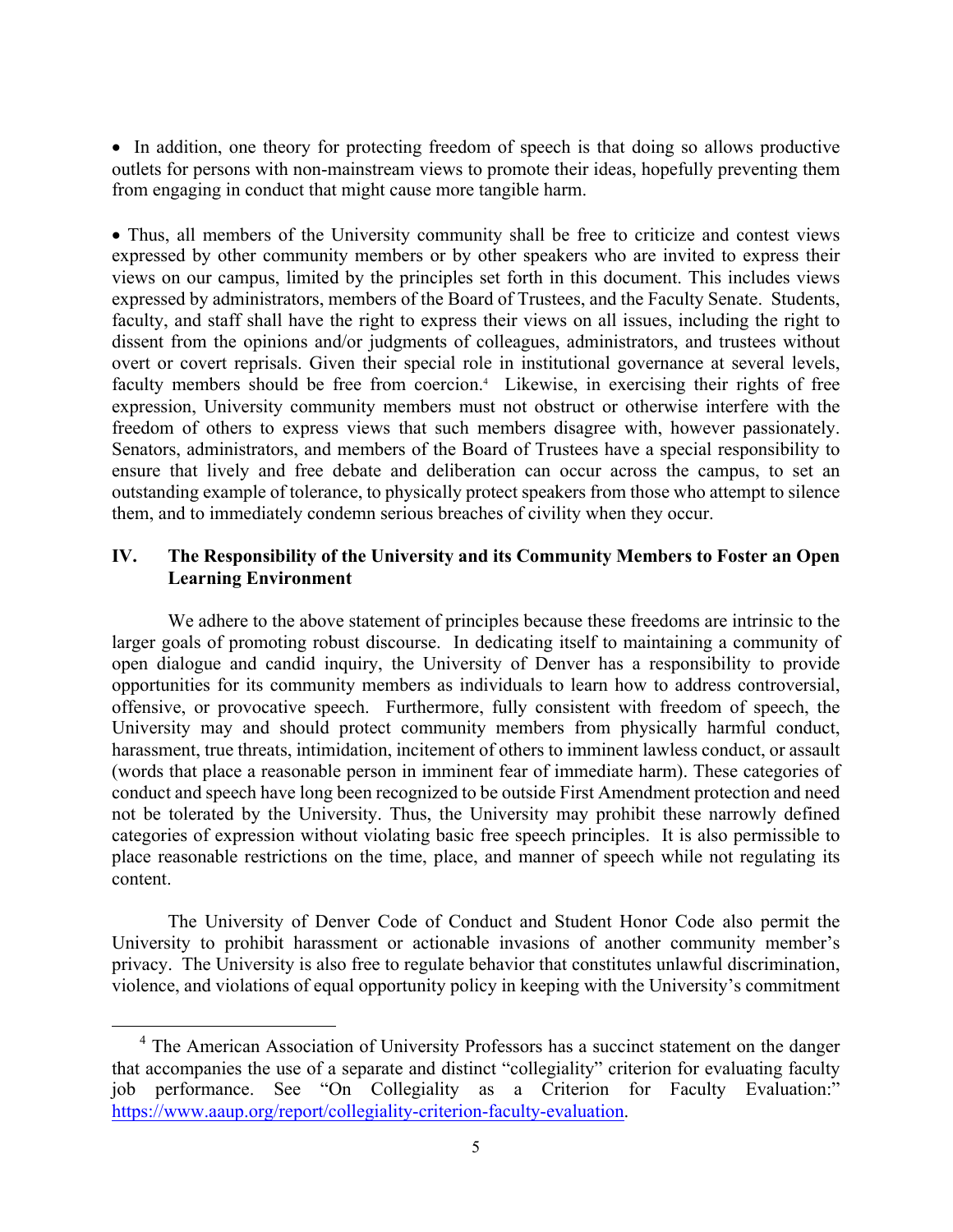- In addition, one theory for protecting freedom of speech is that doing so allows productive outlets for persons with non-mainstream views to promote their ideas, hopefully preventing them from engaging in conduct that might cause more tangible harm.

- Thus, all members of the University community shall be free to criticize and contest views expressed by other community members or by other speakers who are invited to express their views on our campus, limited by the principles set forth in this document. This includes views expressed by administrators, members of the Board of Trustees, and the Faculty Senate. Students, faculty, and staff shall have the right to express their views on all issues, including the right to dissent from the opinions and/or judgments of colleagues, administrators, and trustees without overt or covert reprisals. Given their special role in institutional governance at several levels, faculty members should be free from coercion.[4] Likewise, in exercising their rights of free expression, University community members must not obstruct or otherwise interfere with the freedom of others to express views that such members disagree with, however passionately. Senators, administrators, and members of the Board of Trustees have a special responsibility to ensure that lively and free debate and deliberation can occur across the campus, to set an outstanding example of tolerance, to physically protect speakers from those who attempt to silence them, and to immediately condemn serious breaches of civility when they occur.

## IV. The Responsibility of the University and its Community Members to Foster an Open Learning Environment

We adhere to the above statement of principles because these freedoms are intrinsic to the larger goals of promoting robust discourse. In dedicating itself to maintaining a community of open dialogue and candid inquiry, the University of Denver has a responsibility to provide opportunities for its community members as individuals to learn how to address controversial, offensive, or provocative speech. Furthermore, fully consistent with freedom of speech, the University may and should protect community members from physically harmful conduct, harassment, true threats, intimidation, incitement of others to imminent lawless conduct, or assault (words that place a reasonable person in imminent fear of immediate harm). These categories of conduct and speech have long been recognized to be outside First Amendment protection and need not be tolerated by the University. Thus, the University may prohibit these narrowly defined categories of expression without violating basic free speech principles. It is also permissible to place reasonable restrictions on the time, place, and manner of speech while not regulating its content.

The University of Denver Code of Conduct and Student Honor Code also permit the University to prohibit harassment or actionable invasions of another community member's privacy. The University is also free to regulate behavior that constitutes unlawful discrimination, violence, and violations of equal opportunity policy in keeping with the University's commitment

---

[4] The American Association of University Professors has a succinct statement on the danger that accompanies the use of a separate and distinct "collegiality" criterion for evaluating faculty job performance. See "On Collegiality as a Criterion for Faculty Evaluation:" https://www.aaup.org/report/collegiality-criterion-faculty-evaluation.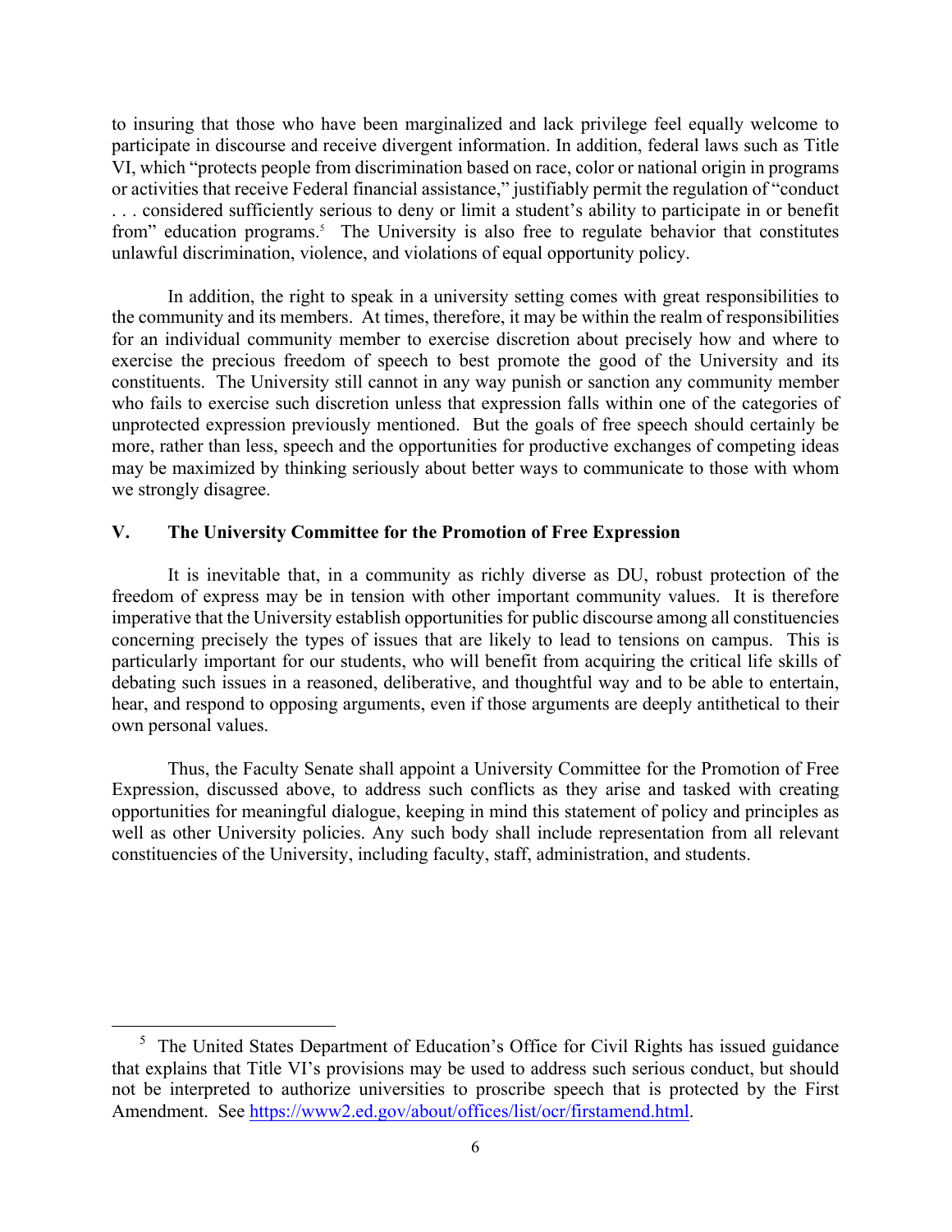to insuring that those who have been marginalized and lack privilege feel equally welcome to participate in discourse and receive divergent information. In addition, federal laws such as Title VI, which "protects people from discrimination based on race, color or national origin in programs or activities that receive Federal financial assistance," justifiably permit the regulation of "conduct . . . considered sufficiently serious to deny or limit a student's ability to participate in or benefit from" education programs.[5] The University is also free to regulate behavior that constitutes unlawful discrimination, violence, and violations of equal opportunity policy.

In addition, the right to speak in a university setting comes with great responsibilities to the community and its members. At times, therefore, it may be within the realm of responsibilities for an individual community member to exercise discretion about precisely how and where to exercise the precious freedom of speech to best promote the good of the University and its constituents. The University still cannot in any way punish or sanction any community member who fails to exercise such discretion unless that expression falls within one of the categories of unprotected expression previously mentioned. But the goals of free speech should certainly be more, rather than less, speech and the opportunities for productive exchanges of competing ideas may be maximized by thinking seriously about better ways to communicate to those with whom we strongly disagree.

## V. The University Committee for the Promotion of Free Expression

It is inevitable that, in a community as richly diverse as DU, robust protection of the freedom of express may be in tension with other important community values. It is therefore imperative that the University establish opportunities for public discourse among all constituencies concerning precisely the types of issues that are likely to lead to tensions on campus. This is particularly important for our students, who will benefit from acquiring the critical life skills of debating such issues in a reasoned, deliberative, and thoughtful way and to be able to entertain, hear, and respond to opposing arguments, even if those arguments are deeply antithetical to their own personal values.

Thus, the Faculty Senate shall appoint a University Committee for the Promotion of Free Expression, discussed above, to address such conflicts as they arise and tasked with creating opportunities for meaningful dialogue, keeping in mind this statement of policy and principles as well as other University policies. Any such body shall include representation from all relevant constituencies of the University, including faculty, staff, administration, and students.

---

[5] The United States Department of Education's Office for Civil Rights has issued guidance that explains that Title VI's provisions may be used to address such serious conduct, but should not be interpreted to authorize universities to proscribe speech that is protected by the First Amendment. See https://www2.ed.gov/about/offices/list/ocr/firstamend.html.